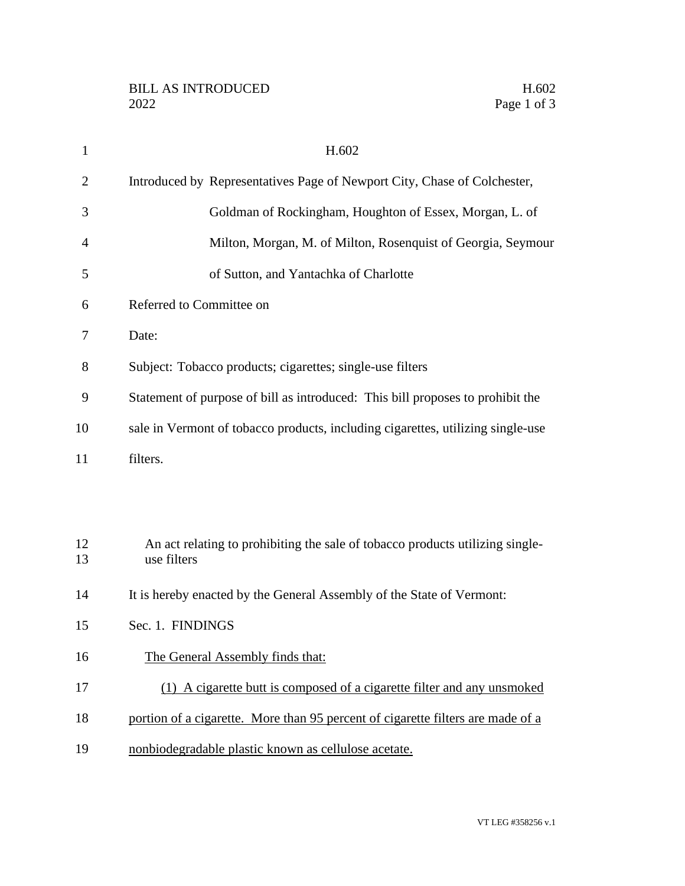H.602

Introduced by Representatives Page of Newport City, Chase of Colchester, Goldman of Rockingham, Houghton of Essex, Morgan, L. of Milton, Morgan, M. of Milton, Rosenquist of Georgia, Seymour of Sutton, and Yantachka of Charlotte

Referred to Committee on

Date:

Subject: Tobacco products; cigarettes; single-use filters

Statement of purpose of bill as introduced: This bill proposes to prohibit the sale in Vermont of tobacco products, including cigarettes, utilizing single-use filters.

An act relating to prohibiting the sale of tobacco products utilizing single-use filters

It is hereby enacted by the General Assembly of the State of Vermont:

Sec. 1. FINDINGS

The General Assembly finds that:

(1) A cigarette butt is composed of a cigarette filter and any unsmoked portion of a cigarette. More than 95 percent of cigarette filters are made of a nonbiodegradable plastic known as cellulose acetate.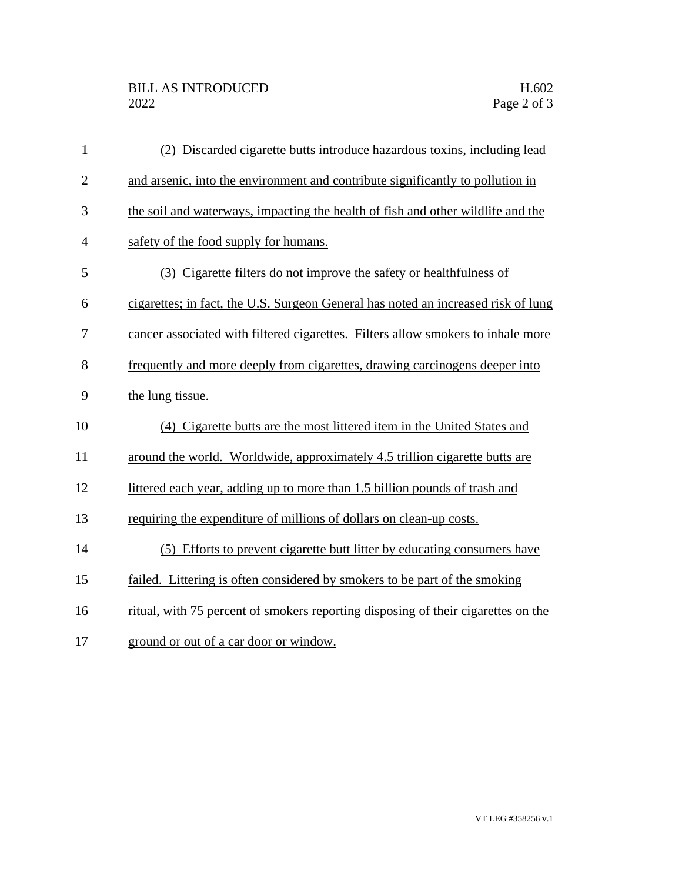(2) Discarded cigarette butts introduce hazardous toxins, including lead and arsenic, into the environment and contribute significantly to pollution in the soil and waterways, impacting the health of fish and other wildlife and the safety of the food supply for humans.

(3) Cigarette filters do not improve the safety or healthfulness of cigarettes; in fact, the U.S. Surgeon General has noted an increased risk of lung cancer associated with filtered cigarettes. Filters allow smokers to inhale more frequently and more deeply from cigarettes, drawing carcinogens deeper into the lung tissue.

(4) Cigarette butts are the most littered item in the United States and around the world. Worldwide, approximately 4.5 trillion cigarette butts are littered each year, adding up to more than 1.5 billion pounds of trash and requiring the expenditure of millions of dollars on clean-up costs.

(5) Efforts to prevent cigarette butt litter by educating consumers have failed. Littering is often considered by smokers to be part of the smoking ritual, with 75 percent of smokers reporting disposing of their cigarettes on the ground or out of a car door or window.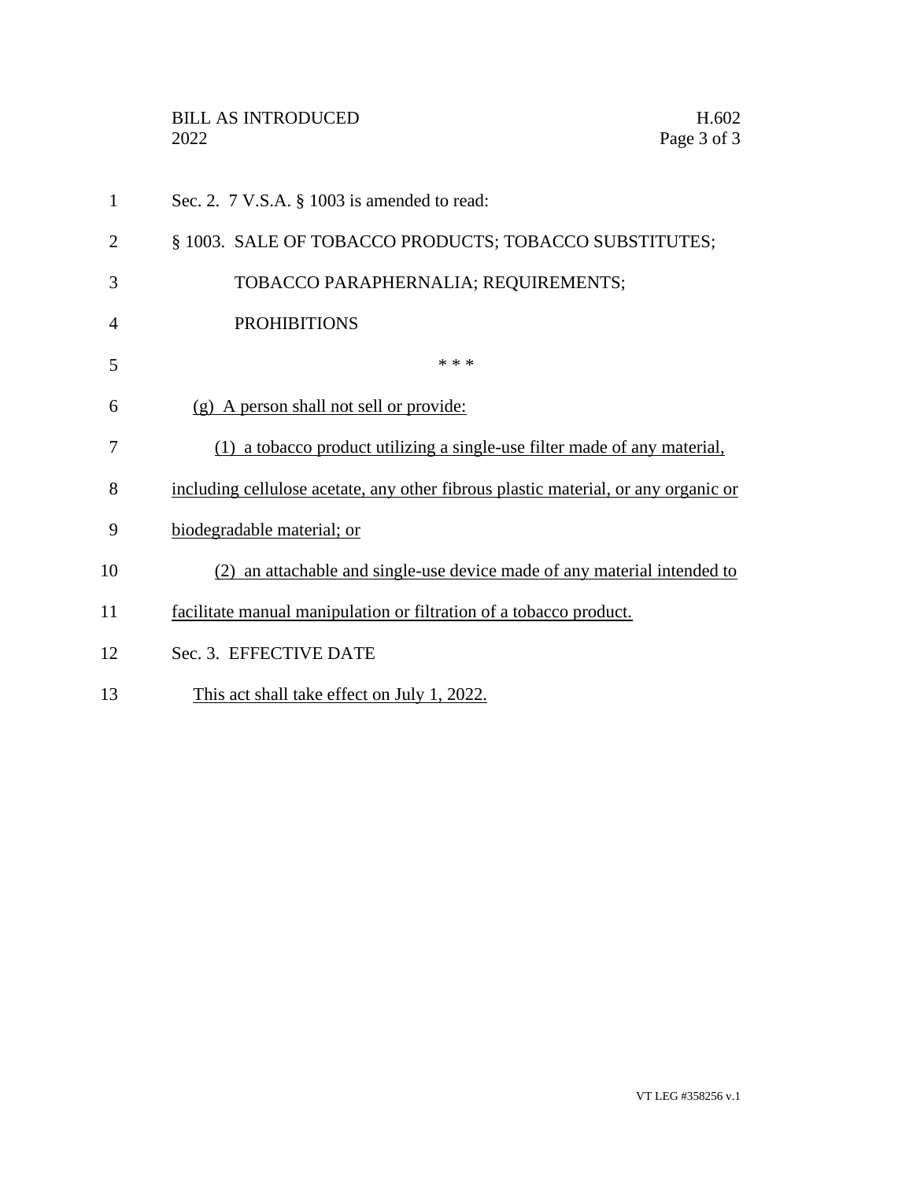Sec. 2. 7 V.S.A. § 1003 is amended to read:

§ 1003. SALE OF TOBACCO PRODUCTS; TOBACCO SUBSTITUTES; TOBACCO PARAPHERNALIA; REQUIREMENTS; PROHIBITIONS

\* \* \*

(g) A person shall not sell or provide:

(1) a tobacco product utilizing a single-use filter made of any material, including cellulose acetate, any other fibrous plastic material, or any organic or biodegradable material; or

(2) an attachable and single-use device made of any material intended to facilitate manual manipulation or filtration of a tobacco product.

Sec. 3. EFFECTIVE DATE

This act shall take effect on July 1, 2022.